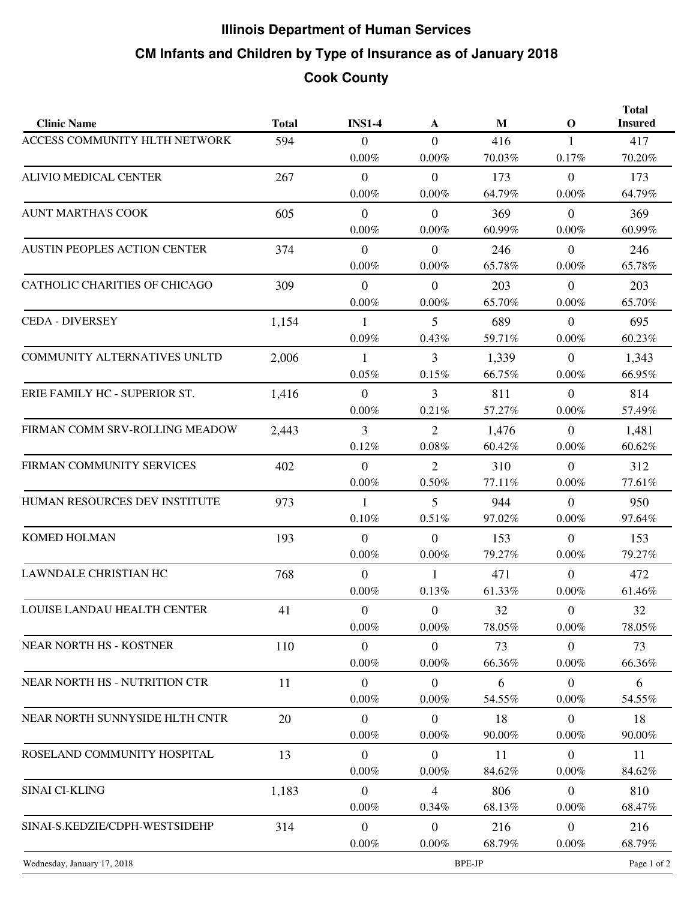# Illinois Department of Human Services

## CM Infants and Children by Type of Insurance as of January 2018

### Cook County

| Clinic Name | Total | INS1-4 | A | M | O | Total Insured |
|---|---|---|---|---|---|---|
| ACCESS COMMUNITY HLTH NETWORK | 594 | 0<br>0.00% | 0<br>0.00% | 416<br>70.03% | 1<br>0.17% | 417<br>70.20% |
| ALIVIO MEDICAL CENTER | 267 | 0<br>0.00% | 0<br>0.00% | 173<br>64.79% | 0<br>0.00% | 173<br>64.79% |
| AUNT MARTHA'S COOK | 605 | 0<br>0.00% | 0<br>0.00% | 369<br>60.99% | 0<br>0.00% | 369<br>60.99% |
| AUSTIN PEOPLES ACTION CENTER | 374 | 0<br>0.00% | 0<br>0.00% | 246<br>65.78% | 0<br>0.00% | 246<br>65.78% |
| CATHOLIC CHARITIES OF CHICAGO | 309 | 0<br>0.00% | 0<br>0.00% | 203<br>65.70% | 0<br>0.00% | 203<br>65.70% |
| CEDA - DIVERSEY | 1,154 | 1<br>0.09% | 5<br>0.43% | 689<br>59.71% | 0<br>0.00% | 695<br>60.23% |
| COMMUNITY ALTERNATIVES UNLTD | 2,006 | 1<br>0.05% | 3<br>0.15% | 1,339<br>66.75% | 0<br>0.00% | 1,343<br>66.95% |
| ERIE FAMILY HC - SUPERIOR ST. | 1,416 | 0<br>0.00% | 3<br>0.21% | 811<br>57.27% | 0<br>0.00% | 814<br>57.49% |
| FIRMAN COMM SRV-ROLLING MEADOW | 2,443 | 3<br>0.12% | 2<br>0.08% | 1,476<br>60.42% | 0<br>0.00% | 1,481<br>60.62% |
| FIRMAN COMMUNITY SERVICES | 402 | 0<br>0.00% | 2<br>0.50% | 310<br>77.11% | 0<br>0.00% | 312<br>77.61% |
| HUMAN RESOURCES DEV INSTITUTE | 973 | 1<br>0.10% | 5<br>0.51% | 944<br>97.02% | 0<br>0.00% | 950<br>97.64% |
| KOMED HOLMAN | 193 | 0<br>0.00% | 0<br>0.00% | 153<br>79.27% | 0<br>0.00% | 153<br>79.27% |
| LAWNDALE CHRISTIAN HC | 768 | 0<br>0.00% | 1<br>0.13% | 471<br>61.33% | 0<br>0.00% | 472<br>61.46% |
| LOUISE LANDAU HEALTH CENTER | 41 | 0<br>0.00% | 0<br>0.00% | 32<br>78.05% | 0<br>0.00% | 32<br>78.05% |
| NEAR NORTH HS - KOSTNER | 110 | 0<br>0.00% | 0<br>0.00% | 73<br>66.36% | 0<br>0.00% | 73<br>66.36% |
| NEAR NORTH HS - NUTRITION CTR | 11 | 0<br>0.00% | 0<br>0.00% | 6<br>54.55% | 0<br>0.00% | 6<br>54.55% |
| NEAR NORTH SUNNYSIDE HLTH CNTR | 20 | 0<br>0.00% | 0<br>0.00% | 18<br>90.00% | 0<br>0.00% | 18<br>90.00% |
| ROSELAND COMMUNITY HOSPITAL | 13 | 0<br>0.00% | 0<br>0.00% | 11<br>84.62% | 0<br>0.00% | 11<br>84.62% |
| SINAI CI-KLING | 1,183 | 0<br>0.00% | 4<br>0.34% | 806<br>68.13% | 0<br>0.00% | 810<br>68.47% |
| SINAI-S.KEDZIE/CDPH-WESTSIDEHP | 314 | 0<br>0.00% | 0<br>0.00% | 216<br>68.79% | 0<br>0.00% | 216<br>68.79% |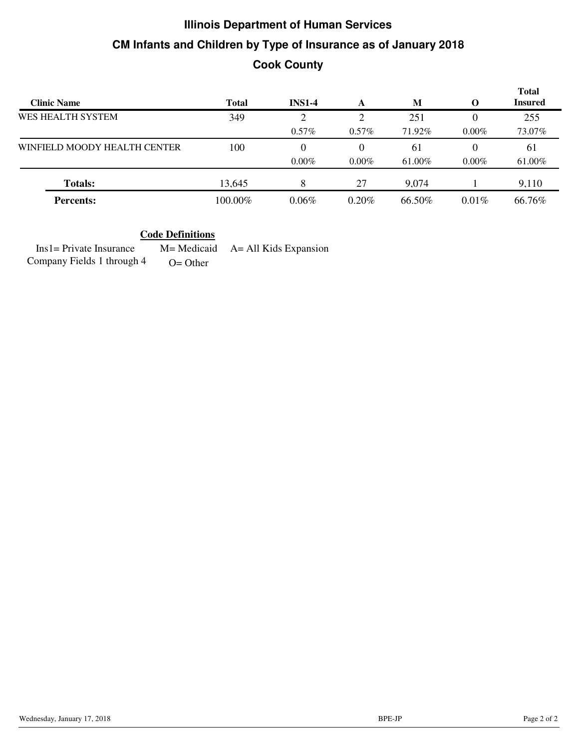# Illinois Department of Human Services

## CM Infants and Children by Type of Insurance as of January 2018

## Cook County

| Clinic Name | Total | INS1-4 | A | M | O | Total Insured |
|---|---|---|---|---|---|---|
| WES HEALTH SYSTEM | 349 | 2 | 2 | 251 | 0 | 255 |
| | | 0.57% | 0.57% | 71.92% | 0.00% | 73.07% |
| WINFIELD MOODY HEALTH CENTER | 100 | 0 | 0 | 61 | 0 | 61 |
| | | 0.00% | 0.00% | 61.00% | 0.00% | 61.00% |
| **Totals:** | 13,645 | 8 | 27 | 9,074 | 1 | 9,110 |
| **Percents:** | 100.00% | 0.06% | 0.20% | 66.50% | 0.01% | 66.76% |

**Code Definitions**

Ins1= Private Insurance Company Fields 1 through 4

M= Medicaid

O= Other

A= All Kids Expansion

Wednesday, January 17, 2018

BPE-JP